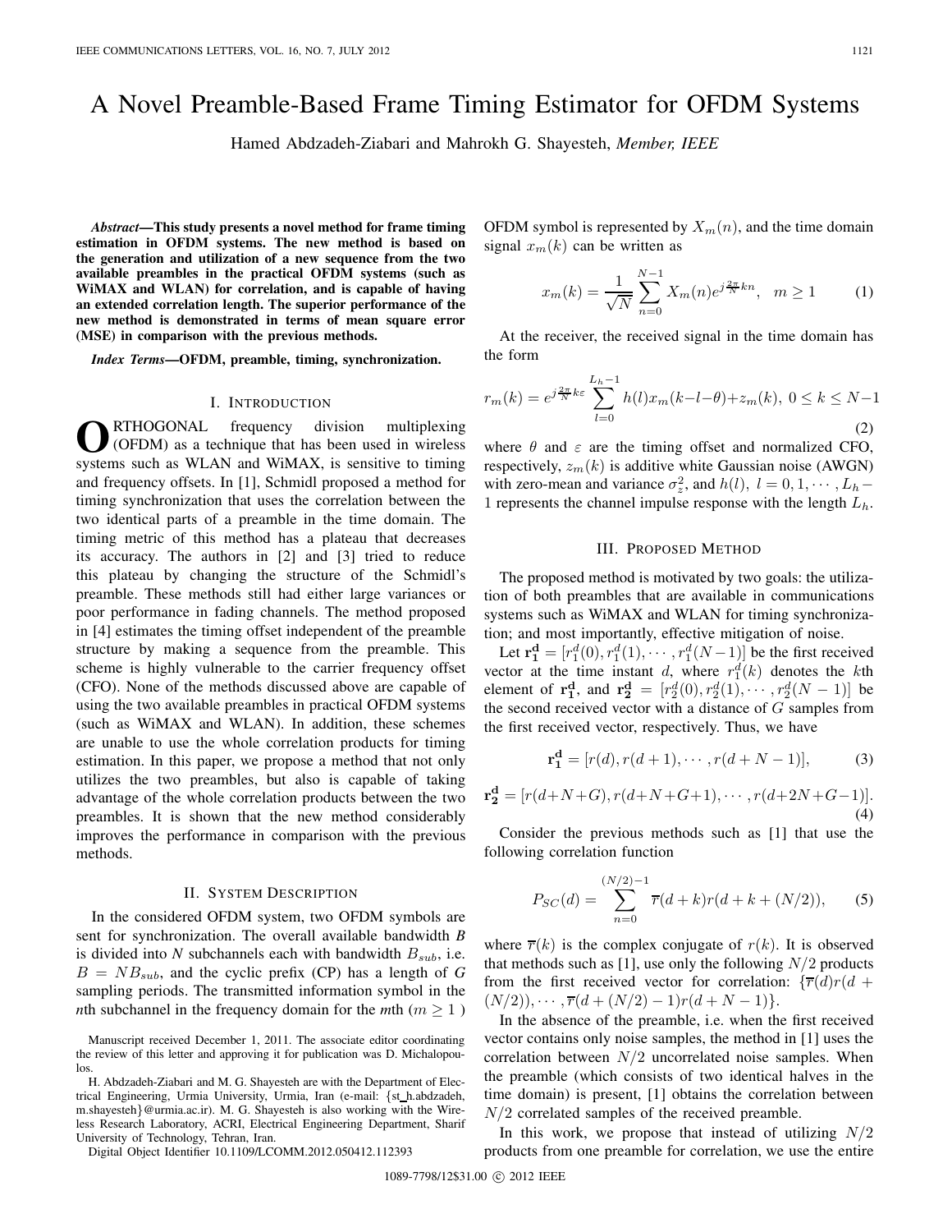# A Novel Preamble-Based Frame Timing Estimator for OFDM Systems

Hamed Abdzadeh-Ziabari and Mahrokh G. Shayesteh, *Member, IEEE*

***Abstract*—This study presents a novel method for frame timing estimation in OFDM systems. The new method is based on the generation and utilization of a new sequence from the two available preambles in the practical OFDM systems (such as WiMAX and WLAN) for correlation, and is capable of having an extended correlation length. The superior performance of the new method is demonstrated in terms of mean square error (MSE) in comparison with the previous methods.**

***Index Terms*—OFDM, preamble, timing, synchronization.**

## I. Introduction

Orthogonal frequency division multiplexing (OFDM) as a technique that has been used in wireless systems such as WLAN and WiMAX, is sensitive to timing and frequency offsets. In [1], Schmidl proposed a method for timing synchronization that uses the correlation between the two identical parts of a preamble in the time domain. The timing metric of this method has a plateau that decreases its accuracy. The authors in [2] and [3] tried to reduce this plateau by changing the structure of the Schmidl's preamble. These methods still had either large variances or poor performance in fading channels. The method proposed in [4] estimates the timing offset independent of the preamble structure by making a sequence from the preamble. This scheme is highly vulnerable to the carrier frequency offset (CFO). None of the methods discussed above are capable of using the two available preambles in practical OFDM systems (such as WiMAX and WLAN). In addition, these schemes are unable to use the whole correlation products for timing estimation. In this paper, we propose a method that not only utilizes the two preambles, but also is capable of taking advantage of the whole correlation products between the two preambles. It is shown that the new method considerably improves the performance in comparison with the previous methods.

## II. System Description

In the considered OFDM system, two OFDM symbols are sent for synchronization. The overall available bandwidth $B$ is divided into $N$ subchannels each with bandwidth $B_{sub}$, i.e. $B = NB_{sub}$, and the cyclic prefix (CP) has a length of $G$ sampling periods. The transmitted information symbol in the $n$th subchannel in the frequency domain for the $m$th ($m \geq 1$) OFDM symbol is represented by $X_m(n)$, and the time domain signal $x_m(k)$ can be written as

$$x_m(k) = \frac{1}{\sqrt{N}} \sum_{n=0}^{N-1} X_m(n) e^{j\frac{2\pi}{N}kn}, \quad m \geq 1 \tag{1}$$

At the receiver, the received signal in the time domain has the form

$$r_m(k) = e^{j\frac{2\pi}{N}k\varepsilon} \sum_{l=0}^{L_h-1} h(l) x_m(k-l-\theta) + z_m(k), \; 0 \leq k \leq N-1 \tag{2}$$

where $\theta$ and $\varepsilon$ are the timing offset and normalized CFO, respectively, $z_m(k)$ is additive white Gaussian noise (AWGN) with zero-mean and variance $\sigma_z^2$, and $h(l),\ l = 0, 1, \cdots, L_h - 1$ represents the channel impulse response with the length $L_h$.

## III. Proposed Method

The proposed method is motivated by two goals: the utilization of both preambles that are available in communications systems such as WiMAX and WLAN for timing synchronization; and most importantly, effective mitigation of noise.

Let $\mathbf{r_1^d} = [r_1^d(0), r_1^d(1), \cdots, r_1^d(N-1)]$ be the first received vector at the time instant $d$, where $r_1^d(k)$ denotes the $k$th element of $\mathbf{r_1^d}$, and $\mathbf{r_2^d} = [r_2^d(0), r_2^d(1), \cdots, r_2^d(N-1)]$ be the second received vector with a distance of $G$ samples from the first received vector, respectively. Thus, we have

$$\mathbf{r_1^d} = [r(d), r(d+1), \cdots, r(d+N-1)], \tag{3}$$

$$\mathbf{r_2^d} = [r(d+N+G), r(d+N+G+1), \cdots, r(d+2N+G-1)]. \tag{4}$$

Consider the previous methods such as [1] that use the following correlation function

$$P_{SC}(d) = \sum_{n=0}^{(N/2)-1} \overline{r}(d+k) r(d+k+(N/2)), \tag{5}$$

where $\overline{r}(k)$ is the complex conjugate of $r(k)$. It is observed that methods such as [1], use only the following $N/2$ products from the first received vector for correlation: $\{\overline{r}(d)r(d + (N/2)), \cdots, \overline{r}(d + (N/2) - 1)r(d + N - 1)\}$.

In the absence of the preamble, i.e. when the first received vector contains only noise samples, the method in [1] uses the correlation between $N/2$ uncorrelated noise samples. When the preamble (which consists of two identical halves in the time domain) is present, [1] obtains the correlation between $N/2$ correlated samples of the received preamble.

In this work, we propose that instead of utilizing $N/2$ products from one preamble for correlation, we use the entire

Manuscript received December 1, 2011. The associate editor coordinating the review of this letter and approving it for publication was D. Michalopoulos.

H. Abdzadeh-Ziabari and M. G. Shayesteh are with the Department of Electrical Engineering, Urmia University, Urmia, Iran (e-mail: {st_h.abdzadeh, m.shayesteh}@urmia.ac.ir). M. G. Shayesteh is also working with the Wireless Research Laboratory, ACRI, Electrical Engineering Department, Sharif University of Technology, Tehran, Iran.

Digital Object Identifier 10.1109/LCOMM.2012.050412.112393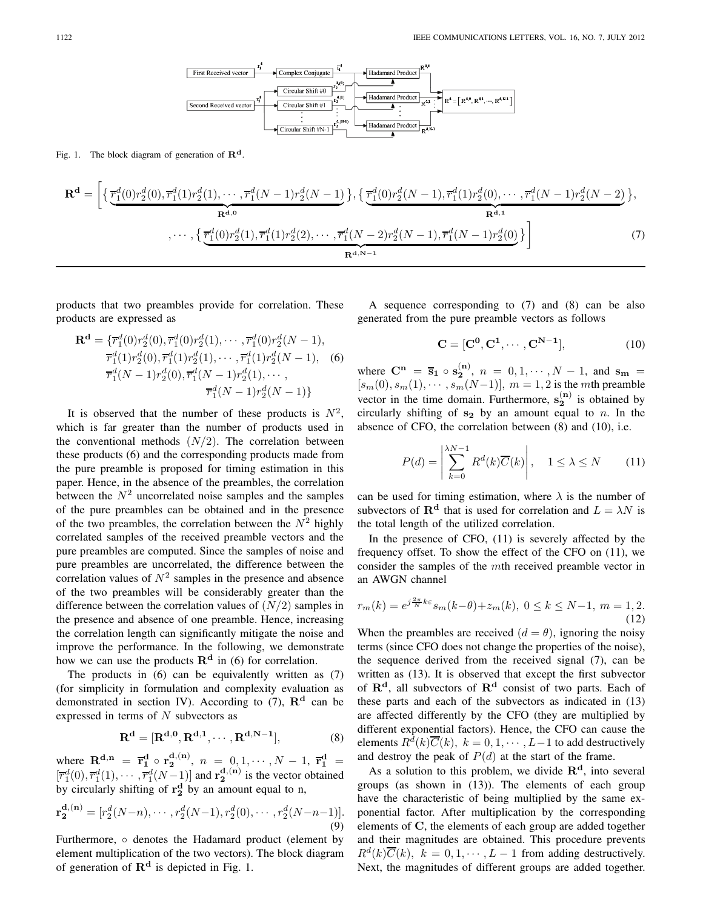Fig. 1. The block diagram of generation of $\mathbf{R^d}$.

$$\mathbf{R^d} = \Big[ \underbrace{\{ \overline{r}_1^d(0)r_2^d(0), \overline{r}_1^d(1)r_2^d(1), \cdots, \overline{r}_1^d(N-1)r_2^d(N-1) \}}_{\mathbf{R^{d,0}}}, \underbrace{\{ \overline{r}_1^d(0)r_2^d(N-1), \overline{r}_1^d(1)r_2^d(0), \cdots, \overline{r}_1^d(N-1)r_2^d(N-2) \}}_{\mathbf{R^{d,1}}}, \cdots, \underbrace{\{ \overline{r}_1^d(0)r_2^d(1), \overline{r}_1^d(1)r_2^d(2), \cdots, \overline{r}_1^d(N-2)r_2^d(N-1), \overline{r}_1^d(N-1)r_2^d(0) \}}_{\mathbf{R^{d,N-1}}} \Big] \quad (7)$$

products that two preambles provide for correlation. These products are expressed as

$$\begin{aligned}\mathbf{R^d} = \{&\overline{r}_1^d(0)r_2^d(0), \overline{r}_1^d(0)r_2^d(1), \cdots, \overline{r}_1^d(0)r_2^d(N-1),\\ &\overline{r}_1^d(1)r_2^d(0), \overline{r}_1^d(1)r_2^d(1), \cdots, \overline{r}_1^d(1)r_2^d(N-1),\\ &\overline{r}_1^d(N-1)r_2^d(0), \overline{r}_1^d(N-1)r_2^d(1), \cdots,\\ &\overline{r}_1^d(N-1)r_2^d(N-1)\}\end{aligned} \quad (6)$$

It is observed that the number of these products is $N^2$, which is far greater than the number of products used in the conventional methods $(N/2)$. The correlation between these products (6) and the corresponding products made from the pure preamble is proposed for timing estimation in this paper. Hence, in the absence of the preambles, the correlation between the $N^2$ uncorrelated noise samples and the samples of the pure preambles can be obtained and in the presence of the two preambles, the correlation between the $N^2$ highly correlated samples of the received preamble vectors and the pure preambles are computed. Since the samples of noise and pure preambles are uncorrelated, the difference between the correlation values of $N^2$ samples in the presence and absence of the two preambles will be considerably greater than the difference between the correlation values of $(N/2)$ samples in the presence and absence of one preamble. Hence, increasing the correlation length can significantly mitigate the noise and improve the performance. In the following, we demonstrate how we can use the products $\mathbf{R^d}$ in (6) for correlation.

The products in (6) can be equivalently written as (7) (for simplicity in formulation and complexity evaluation as demonstrated in section IV). According to (7), $\mathbf{R^d}$ can be expressed in terms of $N$ subvectors as

$$\mathbf{R^d} = [\mathbf{R^{d,0}}, \mathbf{R^{d,1}}, \cdots, \mathbf{R^{d,N-1}}], \quad (8)$$

where $\mathbf{R^{d,n}} = \overline{\mathbf{r}}_\mathbf{1}^\mathbf{d} \circ \mathbf{r_2^{d,(n)}}$, $n = 0, 1, \cdots, N-1$, $\overline{\mathbf{r}}_\mathbf{1}^\mathbf{d} = [\overline{r}_1^d(0), \overline{r}_1^d(1), \cdots, \overline{r}_1^d(N-1)]$ and $\mathbf{r_2^{d,(n)}}$ is the vector obtained by circularly shifting of $\mathbf{r_2^d}$ by an amount equal to n,

$$\mathbf{r_2^{d,(n)}} = [r_2^d(N-n), \cdots, r_2^d(N-1), r_2^d(0), \cdots, r_2^d(N-n-1)]. \quad (9)$$

Furthermore, $\circ$ denotes the Hadamard product (element by element multiplication of the two vectors). The block diagram of generation of $\mathbf{R^d}$ is depicted in Fig. 1.

A sequence corresponding to (7) and (8) can be also generated from the pure preamble vectors as follows

$$\mathbf{C} = [\mathbf{C^0}, \mathbf{C^1}, \cdots, \mathbf{C^{N-1}}], \quad (10)$$

where $\mathbf{C^n} = \overline{\mathbf{s}}_\mathbf{1} \circ \mathbf{s_2^{(n)}}$, $n = 0, 1, \cdots, N-1$, and $\mathbf{s_m} = [s_m(0), s_m(1), \cdots, s_m(N-1)]$, $m = 1, 2$ is the $m$th preamble vector in the time domain. Furthermore, $\mathbf{s_2^{(n)}}$ is obtained by circularly shifting of $\mathbf{s_2}$ by an amount equal to $n$. In the absence of CFO, the correlation between (8) and (10), i.e.

$$P(d) = \left| \sum_{k=0}^{\lambda N-1} R^d(k)\overline{C}(k) \right|, \quad 1 \le \lambda \le N \quad (11)$$

can be used for timing estimation, where $\lambda$ is the number of subvectors of $\mathbf{R^d}$ that is used for correlation and $L = \lambda N$ is the total length of the utilized correlation.

In the presence of CFO, (11) is severely affected by the frequency offset. To show the effect of the CFO on (11), we consider the samples of the $m$th received preamble vector in an AWGN channel

$$r_m(k) = e^{j\frac{2\pi}{N}k\varepsilon} s_m(k-\theta) + z_m(k),\ 0 \le k \le N-1,\ m = 1, 2. \quad (12)$$

When the preambles are received $(d = \theta)$, ignoring the noisy terms (since CFO does not change the properties of the noise), the sequence derived from the received signal (7), can be written as (13). It is observed that except the first subvector of $\mathbf{R^d}$, all subvectors of $\mathbf{R^d}$ consist of two parts. Each of these parts and each of the subvectors as indicated in (13) are affected differently by the CFO (they are multiplied by different exponential factors). Hence, the CFO can cause the elements $R^d(k)\overline{C}(k)$, $k = 0, 1, \cdots, L-1$ to add destructively and destroy the peak of $P(d)$ at the start of the frame.

As a solution to this problem, we divide $\mathbf{R^d}$, into several groups (as shown in (13)). The elements of each group have the characteristic of being multiplied by the same exponential factor. After multiplication by the corresponding elements of $\mathbf{C}$, the elements of each group are added together and their magnitudes are obtained. This procedure prevents $R^d(k)\overline{C}(k)$, $k = 0, 1, \cdots, L-1$ from adding destructively. Next, the magnitudes of different groups are added together.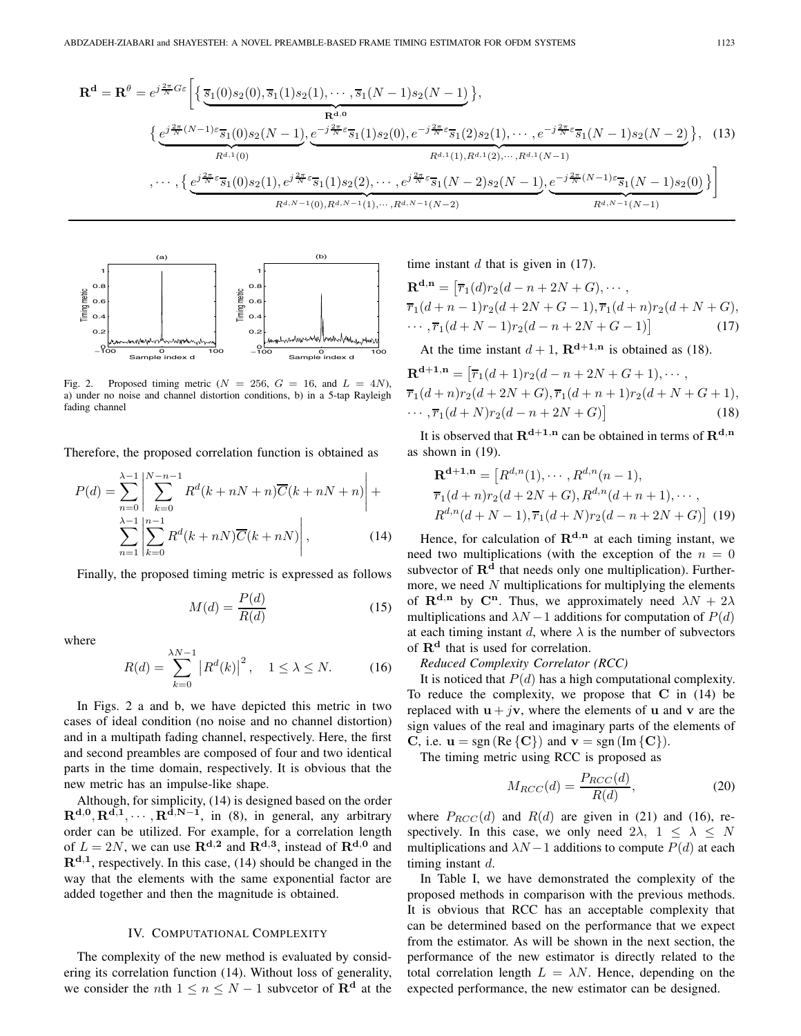$$\mathbf{R^d} = \mathbf{R}^{\theta} = e^{j\frac{2\pi}{N}G\varepsilon}\Big[\big\{\underbrace{\overline{s}_1(0)s_2(0), \overline{s}_1(1)s_2(1), \cdots, \overline{s}_1(N-1)s_2(N-1)}_{\mathbf{R^{d,0}}}\big\},$$

$$\big\{\underbrace{e^{j\frac{2\pi}{N}(N-1)\varepsilon}\overline{s}_1(0)s_2(N-1)}_{R^{d,1}(0)}, \underbrace{e^{-j\frac{2\pi}{N}\varepsilon}\overline{s}_1(1)s_2(0), e^{-j\frac{2\pi}{N}\varepsilon}\overline{s}_1(2)s_2(1), \cdots, e^{-j\frac{2\pi}{N}\varepsilon}\overline{s}_1(N-1)s_2(N-2)}_{R^{d,1}(1), R^{d,1}(2), \cdots, R^{d,1}(N-1)}\big\}, \quad (13)$$

$$, \cdots, \big\{\underbrace{e^{j\frac{2\pi}{N}\varepsilon}\overline{s}_1(0)s_2(1), e^{j\frac{2\pi}{N}\varepsilon}\overline{s}_1(1)s_2(2), \cdots, e^{j\frac{2\pi}{N}\varepsilon}\overline{s}_1(N-2)s_2(N-1)}_{R^{d,N-1}(0), R^{d,N-1}(1), \cdots, R^{d,N-1}(N-2)}, \underbrace{e^{-j\frac{2\pi}{N}(N-1)\varepsilon}\overline{s}_1(N-1)s_2(0)}_{R^{d,N-1}(N-1)}\big\}\Big]$$

Fig. 2. Proposed timing metric ($N = 256$, $G = 16$, and $L = 4N$), a) under no noise and channel distortion conditions, b) in a 5-tap Rayleigh fading channel

Therefore, the proposed correlation function is obtained as

$$P(d) = \sum_{n=0}^{\lambda-1}\left|\sum_{k=0}^{N-n-1} R^d(k+nN+n)\overline{C}(k+nN+n)\right| + \sum_{n=1}^{\lambda-1}\left|\sum_{k=0}^{n-1} R^d(k+nN)\overline{C}(k+nN)\right|, \quad (14)$$

Finally, the proposed timing metric is expressed as follows

$$M(d) = \frac{P(d)}{R(d)} \quad (15)$$

where

$$R(d) = \sum_{k=0}^{\lambda N-1}\left|R^d(k)\right|^2, \quad 1 \le \lambda \le N. \quad (16)$$

In Figs. 2 a and b, we have depicted this metric in two cases of ideal condition (no noise and no channel distortion) and in a multipath fading channel, respectively. Here, the first and second preambles are composed of four and two identical parts in the time domain, respectively. It is obvious that the new metric has an impulse-like shape.

Although, for simplicity, (14) is designed based on the order $\mathbf{R^{d,0}}, \mathbf{R^{d,1}}, \cdots, \mathbf{R^{d,N-1}}$, in (8), in general, any arbitrary order can be utilized. For example, for a correlation length of $L = 2N$, we can use $\mathbf{R^{d,2}}$ and $\mathbf{R^{d,3}}$, instead of $\mathbf{R^{d,0}}$ and $\mathbf{R^{d,1}}$, respectively. In this case, (14) should be changed in the way that the elements with the same exponential factor are added together and then the magnitude is obtained.

## IV. Computational Complexity

The complexity of the new method is evaluated by considering its correlation function (14). Without loss of generality, we consider the $n$th $1 \le n \le N-1$ subvcetor of $\mathbf{R^d}$ at the time instant $d$ that is given in (17).

$$\begin{aligned}\mathbf{R^{d,n}} = \big[&\overline{r}_1(d)r_2(d-n+2N+G), \cdots, \\ &\overline{r}_1(d+n-1)r_2(d+2N+G-1), \overline{r}_1(d+n)r_2(d+N+G), \\ &\cdots, \overline{r}_1(d+N-1)r_2(d-n+2N+G-1)\big]\end{aligned} \quad (17)$$

At the time instant $d+1$, $\mathbf{R^{d+1,n}}$ is obtained as (18).

$$\begin{aligned}\mathbf{R^{d+1,n}} = \big[&\overline{r}_1(d+1)r_2(d-n+2N+G+1), \cdots, \\ &\overline{r}_1(d+n)r_2(d+2N+G), \overline{r}_1(d+n+1)r_2(d+N+G+1), \\ &\cdots, \overline{r}_1(d+N)r_2(d-n+2N+G)\big]\end{aligned} \quad (18)$$

It is observed that $\mathbf{R^{d+1,n}}$ can be obtained in terms of $\mathbf{R^{d,n}}$ as shown in (19).

$$\begin{aligned}\mathbf{R^{d+1,n}} = \big[&R^{d,n}(1), \cdots, R^{d,n}(n-1), \\ &\overline{r}_1(d+n)r_2(d+2N+G), R^{d,n}(d+n+1), \cdots, \\ &R^{d,n}(d+N-1), \overline{r}_1(d+N)r_2(d-n+2N+G)\big]\end{aligned} \quad (19)$$

Hence, for calculation of $\mathbf{R^{d,n}}$ at each timing instant, we need two multiplications (with the exception of the $n = 0$ subvector of $\mathbf{R^d}$ that needs only one multiplication). Furthermore, we need $N$ multiplications for multiplying the elements of $\mathbf{R^{d,n}}$ by $\mathbf{C^n}$. Thus, we approximately need $\lambda N + 2\lambda$ multiplications and $\lambda N - 1$ additions for computation of $P(d)$ at each timing instant $d$, where $\lambda$ is the number of subvectors of $\mathbf{R^d}$ that is used for correlation.

*Reduced Complexity Correlator (RCC)*

It is noticed that $P(d)$ has a high computational complexity. To reduce the complexity, we propose that $\mathbf{C}$ in (14) be replaced with $\mathbf{u} + j\mathbf{v}$, where the elements of $\mathbf{u}$ and $\mathbf{v}$ are the sign values of the real and imaginary parts of the elements of $\mathbf{C}$, i.e. $\mathbf{u} = \text{sgn}(\text{Re}\{\mathbf{C}\})$ and $\mathbf{v} = \text{sgn}(\text{Im}\{\mathbf{C}\})$.

The timing metric using RCC is proposed as

$$M_{RCC}(d) = \frac{P_{RCC}(d)}{R(d)}, \quad (20)$$

where $P_{RCC}(d)$ and $R(d)$ are given in (21) and (16), respectively. In this case, we only need $2\lambda$, $1 \le \lambda \le N$ multiplications and $\lambda N - 1$ additions to compute $P(d)$ at each timing instant $d$.

In Table I, we have demonstrated the complexity of the proposed methods in comparison with the previous methods. It is obvious that RCC has an acceptable complexity that can be determined based on the performance that we expect from the estimator. As will be shown in the next section, the performance of the new estimator is directly related to the total correlation length $L = \lambda N$. Hence, depending on the expected performance, the new estimator can be designed.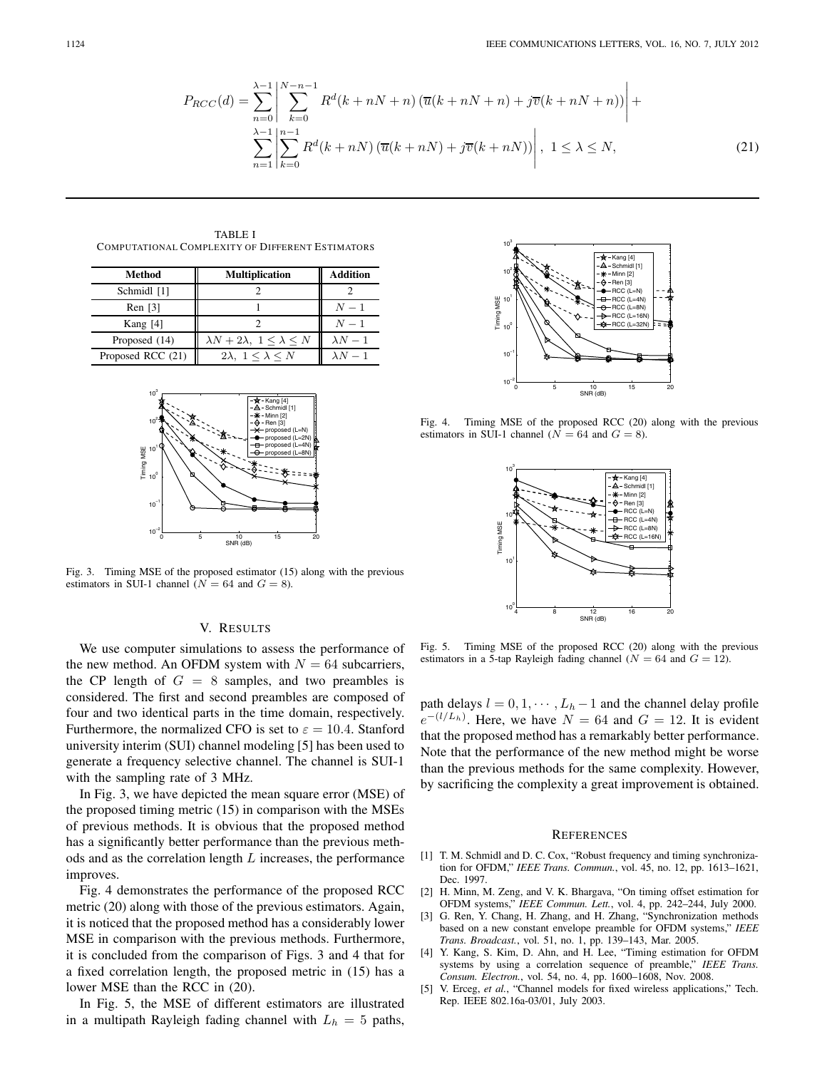$$P_{RCC}(d) = \sum_{n=0}^{\lambda-1} \left| \sum_{k=0}^{N-n-1} R^d(k+nN+n) \left( \overline{u}(k+nN+n) + j\overline{v}(k+nN+n) \right) \right| + \sum_{n=1}^{\lambda-1} \left| \sum_{k=0}^{n-1} R^d(k+nN) \left( \overline{u}(k+nN) + j\overline{v}(k+nN) \right) \right|, \ 1 \leq \lambda \leq N, \tag{21}$$

TABLE I
COMPUTATIONAL COMPLEXITY OF DIFFERENT ESTIMATORS

| Method | Multiplication | Addition |
|---|---|---|
| Schmidl [1] | 2 | 2 |
| Ren [3] | 1 | $N-1$ |
| Kang [4] | 2 | $N-1$ |
| Proposed (14) | $\lambda N + 2\lambda,\ 1 \leq \lambda \leq N$ | $\lambda N - 1$ |
| Proposed RCC (21) | $2\lambda,\ 1 \leq \lambda \leq N$ | $\lambda N - 1$ |

Timing MSE
SNR (dB)
Kang [4]
Schmidl [1]
Minn [2]
Ren [3]
proposed (L=N)
proposed (L=2N)
proposed (L=4N)
proposed (L=8N)

Fig. 3. Timing MSE of the proposed estimator (15) along with the previous estimators in SUI-1 channel ($N = 64$ and $G = 8$).

## V. RESULTS

We use computer simulations to assess the performance of the new method. An OFDM system with $N = 64$ subcarriers, the CP length of $G = 8$ samples, and two preambles is considered. The first and second preambles are composed of four and two identical parts in the time domain, respectively. Furthermore, the normalized CFO is set to $\varepsilon = 10.4$. Stanford university interim (SUI) channel modeling [5] has been used to generate a frequency selective channel. The channel is SUI-1 with the sampling rate of 3 MHz.

In Fig. 3, we have depicted the mean square error (MSE) of the proposed timing metric (15) in comparison with the MSEs of previous methods. It is obvious that the proposed method has a significantly better performance than the previous methods and as the correlation length $L$ increases, the performance improves.

Fig. 4 demonstrates the performance of the proposed RCC metric (20) along with those of the previous estimators. Again, it is noticed that the proposed method has a considerably lower MSE in comparison with the previous methods. Furthermore, it is concluded from the comparison of Figs. 3 and 4 that for a fixed correlation length, the proposed metric in (15) has a lower MSE than the RCC in (20).

In Fig. 5, the MSE of different estimators are illustrated in a multipath Rayleigh fading channel with $L_h = 5$ paths, path delays $l = 0, 1, \cdots, L_h - 1$ and the channel delay profile $e^{-(l/L_h)}$. Here, we have $N = 64$ and $G = 12$. It is evident that the proposed method has a remarkably better performance. Note that the performance of the new method might be worse than the previous methods for the same complexity. However, by sacrificing the complexity a great improvement is obtained.

Timing MSE
SNR (dB)
Kang [4]
Schmidl [1]
Minn [2]
Ren [3]
RCC (L=N)
RCC (L=4N)
RCC (L=8N)
RCC (L=16N)
RCC (L=32N)

Fig. 4. Timing MSE of the proposed RCC (20) along with the previous estimators in SUI-1 channel ($N = 64$ and $G = 8$).

Timing MSE
SNR (dB)
Kang [4]
Schmidl [1]
Minn [2]
Ren [3]
RCC (L=N)
RCC (L=4N)
RCC (L=8N)
RCC (L=16N)

Fig. 5. Timing MSE of the proposed RCC (20) along with the previous estimators in a 5-tap Rayleigh fading channel ($N = 64$ and $G = 12$).

## REFERENCES

[1] T. M. Schmidl and D. C. Cox, "Robust frequency and timing synchronization for OFDM," *IEEE Trans. Commun.*, vol. 45, no. 12, pp. 1613–1621, Dec. 1997.

[2] H. Minn, M. Zeng, and V. K. Bhargava, "On timing offset estimation for OFDM systems," *IEEE Commun. Lett.*, vol. 4, pp. 242–244, July 2000.

[3] G. Ren, Y. Chang, H. Zhang, and H. Zhang, "Synchronization methods based on a new constant envelope preamble for OFDM systems," *IEEE Trans. Broadcast.*, vol. 51, no. 1, pp. 139–143, Mar. 2005.

[4] Y. Kang, S. Kim, D. Ahn, and H. Lee, "Timing estimation for OFDM systems by using a correlation sequence of preamble," *IEEE Trans. Consum. Electron.*, vol. 54, no. 4, pp. 1600–1608, Nov. 2008.

[5] V. Erceg, *et al.*, "Channel models for fixed wireless applications," Tech. Rep. IEEE 802.16a-03/01, July 2003.